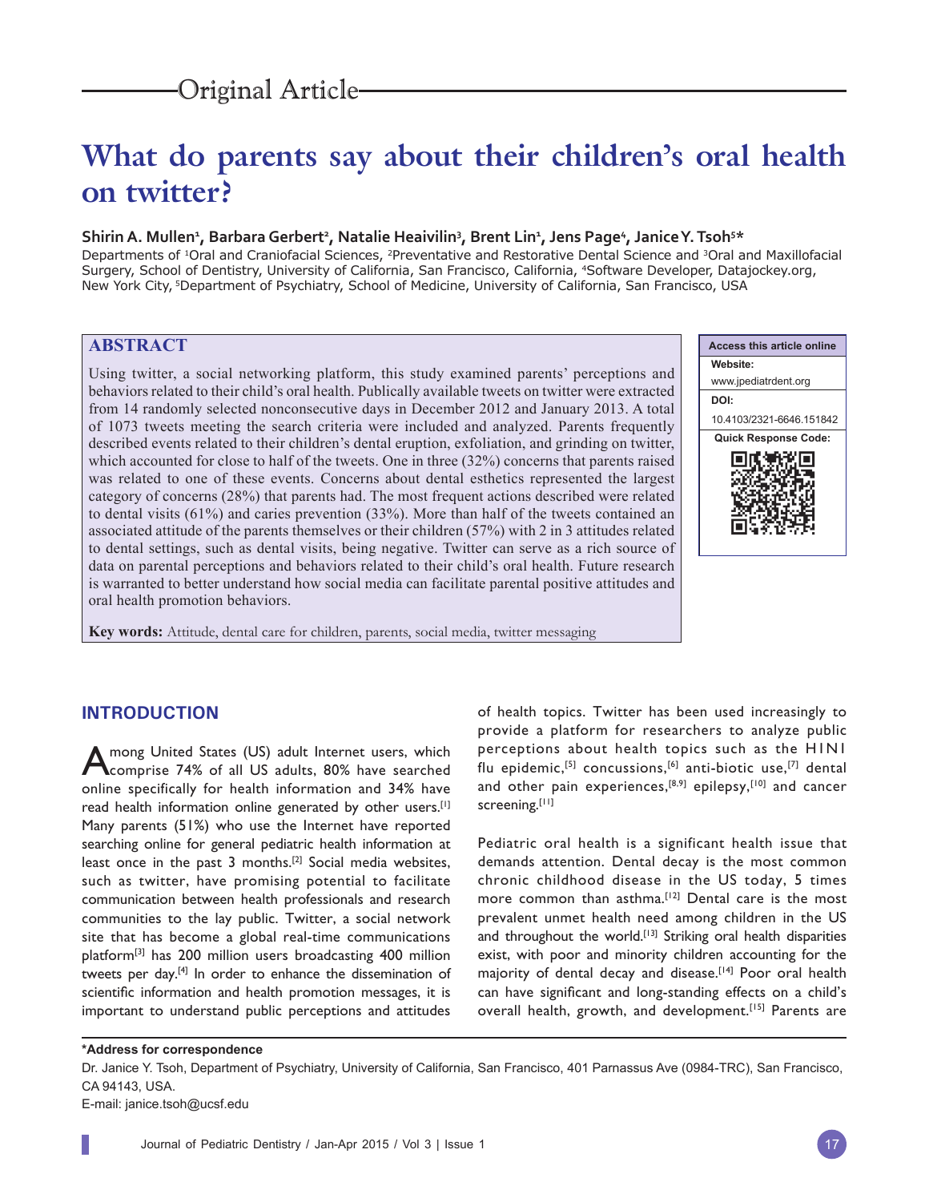Original Article

# What do parents say about their children's oral health on twitter?

**Shirin A. Mullen[1], Barbara Gerbert[2], Natalie Heaivilin[3], Brent Lin[1], Jens Page[4], Janice Y. Tsoh[5]***

Departments of [1]Oral and Craniofacial Sciences, [2]Preventative and Restorative Dental Science and [3]Oral and Maxillofacial Surgery, School of Dentistry, University of California, San Francisco, California, [4]Software Developer, Datajockey.org, New York City, [5]Department of Psychiatry, School of Medicine, University of California, San Francisco, USA

## ABSTRACT

Using twitter, a social networking platform, this study examined parents' perceptions and behaviors related to their child's oral health. Publically available tweets on twitter were extracted from 14 randomly selected nonconsecutive days in December 2012 and January 2013. A total of 1073 tweets meeting the search criteria were included and analyzed. Parents frequently described events related to their children's dental eruption, exfoliation, and grinding on twitter, which accounted for close to half of the tweets. One in three (32%) concerns that parents raised was related to one of these events. Concerns about dental esthetics represented the largest category of concerns (28%) that parents had. The most frequent actions described were related to dental visits (61%) and caries prevention (33%). More than half of the tweets contained an associated attitude of the parents themselves or their children (57%) with 2 in 3 attitudes related to dental settings, such as dental visits, being negative. Twitter can serve as a rich source of data on parental perceptions and behaviors related to their child's oral health. Future research is warranted to better understand how social media can facilitate parental positive attitudes and oral health promotion behaviors.

**Key words:** Attitude, dental care for children, parents, social media, twitter messaging

| Access this article online |
| --- |
| **Website:** www.jpediatrdent.org |
| **DOI:** 10.4103/2321-6646.151842 |
| **Quick Response Code:** |

## INTRODUCTION

Among United States (US) adult Internet users, which comprise 74% of all US adults, 80% have searched online specifically for health information and 34% have read health information online generated by other users.[1] Many parents (51%) who use the Internet have reported searching online for general pediatric health information at least once in the past 3 months.[2] Social media websites, such as twitter, have promising potential to facilitate communication between health professionals and research communities to the lay public. Twitter, a social network site that has become a global real-time communications platform[3] has 200 million users broadcasting 400 million tweets per day.[4] In order to enhance the dissemination of scientific information and health promotion messages, it is important to understand public perceptions and attitudes of health topics. Twitter has been used increasingly to provide a platform for researchers to analyze public perceptions about health topics such as the H1N1 flu epidemic,[5] concussions,[6] anti-biotic use,[7] dental and other pain experiences,[8,9] epilepsy,[10] and cancer screening.[11]

Pediatric oral health is a significant health issue that demands attention. Dental decay is the most common chronic childhood disease in the US today, 5 times more common than asthma.[12] Dental care is the most prevalent unmet health need among children in the US and throughout the world.[13] Striking oral health disparities exist, with poor and minority children accounting for the majority of dental decay and disease.[14] Poor oral health can have significant and long-standing effects on a child's overall health, growth, and development.[15] Parents are

**\*Address for correspondence**

Dr. Janice Y. Tsoh, Department of Psychiatry, University of California, San Francisco, 401 Parnassus Ave (0984-TRC), San Francisco, CA 94143, USA.

E-mail: janice.tsoh@ucsf.edu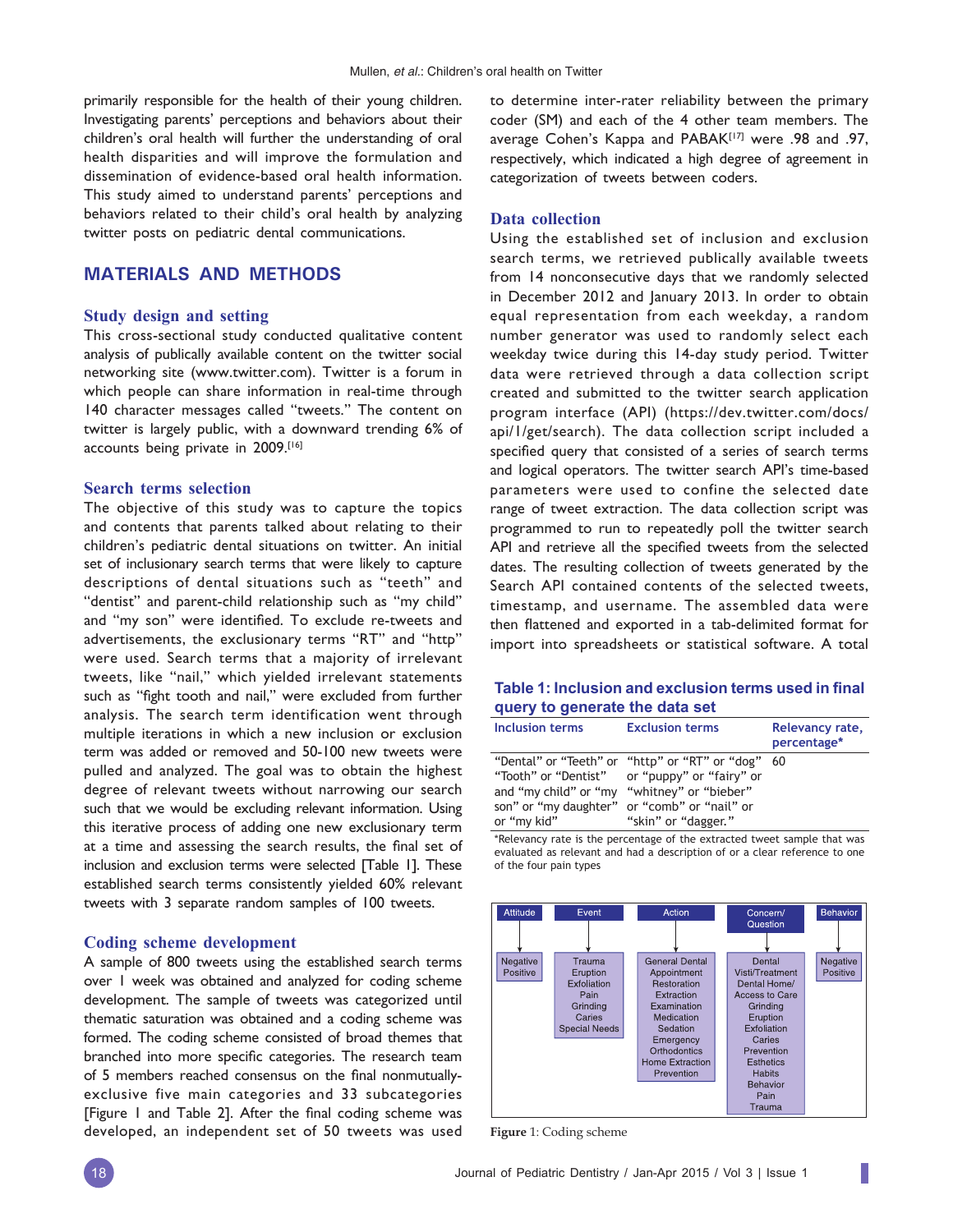primarily responsible for the health of their young children. Investigating parents' perceptions and behaviors about their children's oral health will further the understanding of oral health disparities and will improve the formulation and dissemination of evidence-based oral health information. This study aimed to understand parents' perceptions and behaviors related to their child's oral health by analyzing twitter posts on pediatric dental communications.

## MATERIALS AND METHODS

### Study design and setting

This cross-sectional study conducted qualitative content analysis of publically available content on the twitter social networking site (www.twitter.com). Twitter is a forum in which people can share information in real-time through 140 character messages called "tweets." The content on twitter is largely public, with a downward trending 6% of accounts being private in 2009.[16]

### Search terms selection

The objective of this study was to capture the topics and contents that parents talked about relating to their children's pediatric dental situations on twitter. An initial set of inclusionary search terms that were likely to capture descriptions of dental situations such as "teeth" and "dentist" and parent-child relationship such as "my child" and "my son" were identified. To exclude re-tweets and advertisements, the exclusionary terms "RT" and "http" were used. Search terms that a majority of irrelevant tweets, like "nail," which yielded irrelevant statements such as "fight tooth and nail," were excluded from further analysis. The search term identification went through multiple iterations in which a new inclusion or exclusion term was added or removed and 50-100 new tweets were pulled and analyzed. The goal was to obtain the highest degree of relevant tweets without narrowing our search such that we would be excluding relevant information. Using this iterative process of adding one new exclusionary term at a time and assessing the search results, the final set of inclusion and exclusion terms were selected [Table 1]. These established search terms consistently yielded 60% relevant tweets with 3 separate random samples of 100 tweets.

### Coding scheme development

A sample of 800 tweets using the established search terms over 1 week was obtained and analyzed for coding scheme development. The sample of tweets was categorized until thematic saturation was obtained and a coding scheme was formed. The coding scheme consisted of broad themes that branched into more specific categories. The research team of 5 members reached consensus on the final nonmutually-exclusive five main categories and 33 subcategories [Figure 1 and Table 2]. After the final coding scheme was developed, an independent set of 50 tweets was used to determine inter-rater reliability between the primary coder (SM) and each of the 4 other team members. The average Cohen's Kappa and PABAK[17] were .98 and .97, respectively, which indicated a high degree of agreement in categorization of tweets between coders.

### Data collection

Using the established set of inclusion and exclusion search terms, we retrieved publically available tweets from 14 nonconsecutive days that we randomly selected in December 2012 and January 2013. In order to obtain equal representation from each weekday, a random number generator was used to randomly select each weekday twice during this 14-day study period. Twitter data were retrieved through a data collection script created and submitted to the twitter search application program interface (API) (https://dev.twitter.com/docs/api/1/get/search). The data collection script included a specified query that consisted of a series of search terms and logical operators. The twitter search API's time-based parameters were used to confine the selected date range of tweet extraction. The data collection script was programmed to run to repeatedly poll the twitter search API and retrieve all the specified tweets from the selected dates. The resulting collection of tweets generated by the Search API contained contents of the selected tweets, timestamp, and username. The assembled data were then flattened and exported in a tab-delimited format for import into spreadsheets or statistical software. A total

**Table 1: Inclusion and exclusion terms used in final query to generate the data set**

| Inclusion terms | Exclusion terms | Relevancy rate, percentage* |
|---|---|---|
| "Dental" or "Teeth" or "Tooth" or "Dentist" and "my child" or "my son" or "my daughter" or "my kid" | "http" or "RT" or "dog" or "puppy" or "fairy" or "whitney" or "bieber" or "comb" or "nail" or "skin" or "dagger." | 60 |

*Relevancy rate is the percentage of the extracted tweet sample that was evaluated as relevant and had a description of or a clear reference to one of the four pain types

| Attitude | Event | Action | Concern/ Question | Behavior |
|---|---|---|---|---|
| Negative<br>Positive | Trauma<br>Eruption<br>Exfoliation<br>Pain<br>Grinding<br>Caries<br>Special Needs | General Dental Appointment<br>Restoration<br>Extraction<br>Examination<br>Medication<br>Sedation<br>Emergency<br>Orthodontics<br>Home Extraction<br>Prevention | Dental Visti/Treatment<br>Dental Home/ Access to Care<br>Grinding<br>Eruption<br>Exfoliation<br>Caries<br>Prevention<br>Esthetics<br>Habits<br>Behavior<br>Pain<br>Trauma | Negative<br>Positive |

**Figure 1**: Coding scheme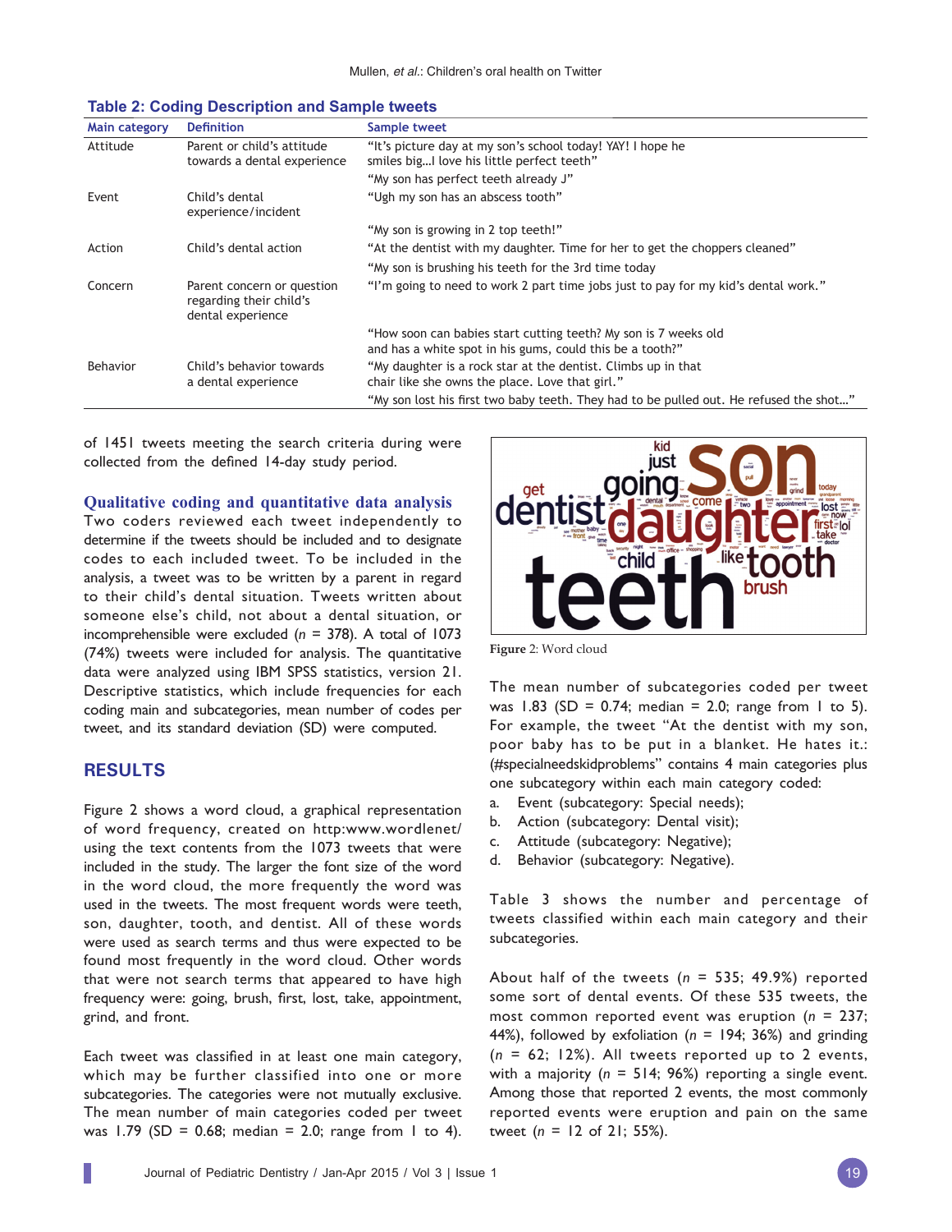**Table 2: Coding Description and Sample tweets**

| Main category | Definition | Sample tweet |
|---|---|---|
| Attitude | Parent or child's attitude towards a dental experience | "It's picture day at my son's school today! YAY! I hope he smiles big…I love his little perfect teeth" |
| | | "My son has perfect teeth already J" |
| Event | Child's dental experience/incident | "Ugh my son has an abscess tooth" |
| | | "My son is growing in 2 top teeth!" |
| Action | Child's dental action | "At the dentist with my daughter. Time for her to get the choppers cleaned" |
| | | "My son is brushing his teeth for the 3rd time today |
| Concern | Parent concern or question regarding their child's dental experience | "I'm going to need to work 2 part time jobs just to pay for my kid's dental work." |
| | | "How soon can babies start cutting teeth? My son is 7 weeks old and has a white spot in his gums, could this be a tooth?" |
| Behavior | Child's behavior towards a dental experience | "My daughter is a rock star at the dentist. Climbs up in that chair like she owns the place. Love that girl." |
| | | "My son lost his first two baby teeth. They had to be pulled out. He refused the shot…" |

of 1451 tweets meeting the search criteria during were collected from the defined 14-day study period.

### Qualitative coding and quantitative data analysis

Two coders reviewed each tweet independently to determine if the tweets should be included and to designate codes to each included tweet. To be included in the analysis, a tweet was to be written by a parent in regard to their child's dental situation. Tweets written about someone else's child, not about a dental situation, or incomprehensible were excluded ($n$ = 378). A total of 1073 (74%) tweets were included for analysis. The quantitative data were analyzed using IBM SPSS statistics, version 21. Descriptive statistics, which include frequencies for each coding main and subcategories, mean number of codes per tweet, and its standard deviation (SD) were computed.

## RESULTS

Figure 2 shows a word cloud, a graphical representation of word frequency, created on http:www.wordlenet/ using the text contents from the 1073 tweets that were included in the study. The larger the font size of the word in the word cloud, the more frequently the word was used in the tweets. The most frequent words were teeth, son, daughter, tooth, and dentist. All of these words were used as search terms and thus were expected to be found most frequently in the word cloud. Other words that were not search terms that appeared to have high frequency were: going, brush, first, lost, take, appointment, grind, and front.

Each tweet was classified in at least one main category, which may be further classified into one or more subcategories. The categories were not mutually exclusive. The mean number of main categories coded per tweet was 1.79 (SD = 0.68; median = 2.0; range from 1 to 4).

Figure 2: Word cloud

The mean number of subcategories coded per tweet was 1.83 (SD = 0.74; median = 2.0; range from 1 to 5). For example, the tweet "At the dentist with my son, poor baby has to be put in a blanket. He hates it.: (#specialneedskidproblems" contains 4 main categories plus one subcategory within each main category coded:

a. Event (subcategory: Special needs);
b. Action (subcategory: Dental visit);
c. Attitude (subcategory: Negative);
d. Behavior (subcategory: Negative).

Table 3 shows the number and percentage of tweets classified within each main category and their subcategories.

About half of the tweets ($n$ = 535; 49.9%) reported some sort of dental events. Of these 535 tweets, the most common reported event was eruption ($n$ = 237; 44%), followed by exfoliation ($n$ = 194; 36%) and grinding ($n$ = 62; 12%). All tweets reported up to 2 events, with a majority ($n$ = 514; 96%) reporting a single event. Among those that reported 2 events, the most commonly reported events were eruption and pain on the same tweet ($n$ = 12 of 21; 55%).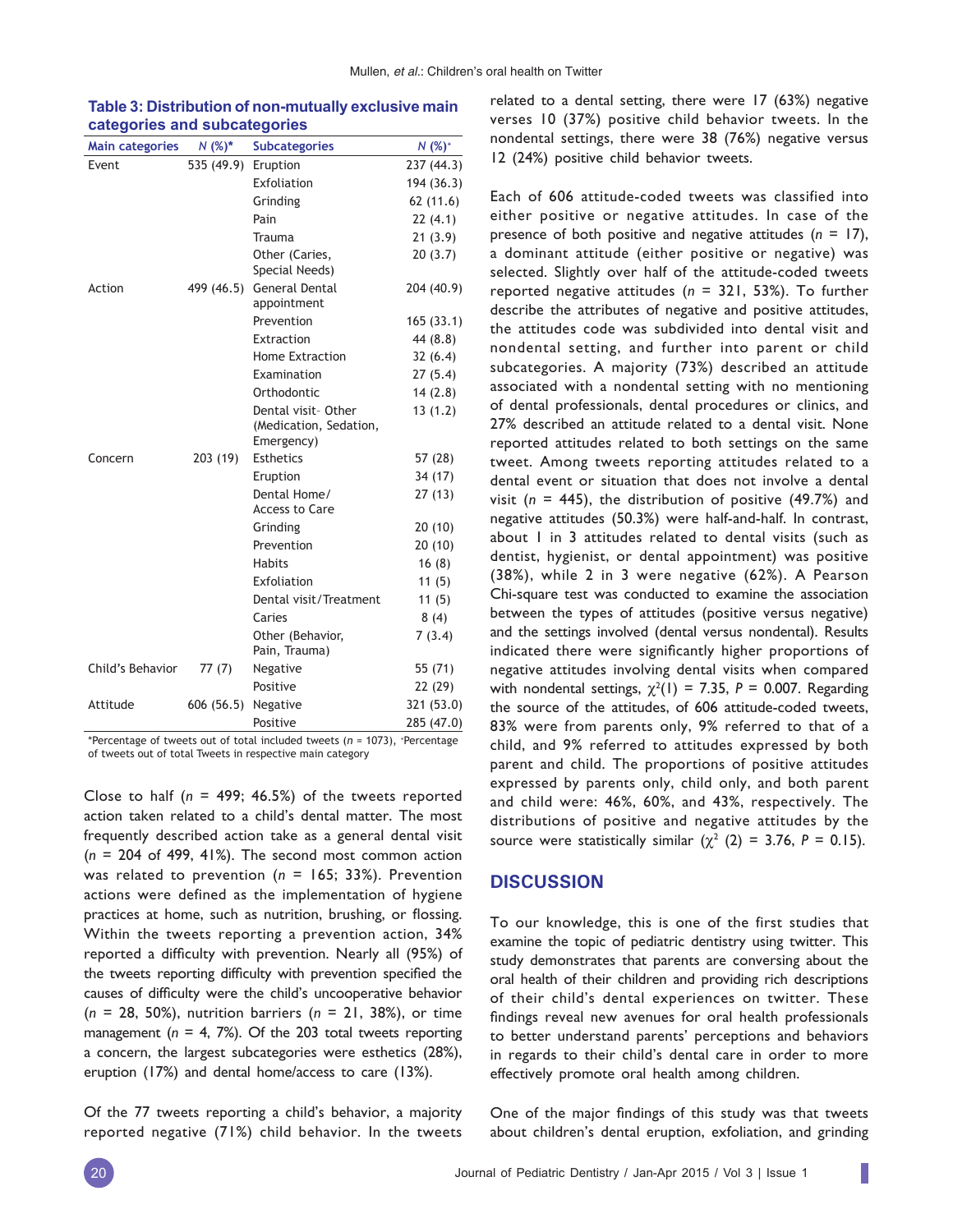**Table 3: Distribution of non-mutually exclusive main categories and subcategories**

| Main categories | N (%)* | Subcategories | N (%)+ |
|---|---|---|---|
| Event | 535 (49.9) | Eruption | 237 (44.3) |
| | | Exfoliation | 194 (36.3) |
| | | Grinding | 62 (11.6) |
| | | Pain | 22 (4.1) |
| | | Trauma | 21 (3.9) |
| | | Other (Caries, Special Needs) | 20 (3.7) |
| Action | 499 (46.5) | General Dental appointment | 204 (40.9) |
| | | Prevention | 165 (33.1) |
| | | Extraction | 44 (8.8) |
| | | Home Extraction | 32 (6.4) |
| | | Examination | 27 (5.4) |
| | | Orthodontic | 14 (2.8) |
| | | Dental visit- Other (Medication, Sedation, Emergency) | 13 (1.2) |
| Concern | 203 (19) | Esthetics | 57 (28) |
| | | Eruption | 34 (17) |
| | | Dental Home/ Access to Care | 27 (13) |
| | | Grinding | 20 (10) |
| | | Prevention | 20 (10) |
| | | Habits | 16 (8) |
| | | Exfoliation | 11 (5) |
| | | Dental visit/Treatment | 11 (5) |
| | | Caries | 8 (4) |
| | | Other (Behavior, Pain, Trauma) | 7 (3.4) |
| Child's Behavior | 77 (7) | Negative | 55 (71) |
| | | Positive | 22 (29) |
| Attitude | 606 (56.5) | Negative | 321 (53.0) |
| | | Positive | 285 (47.0) |

*Percentage of tweets out of total included tweets ($n$ = 1073), +Percentage of tweets out of total Tweets in respective main category

Close to half ($n$ = 499; 46.5%) of the tweets reported action taken related to a child's dental matter. The most frequently described action take as a general dental visit ($n$ = 204 of 499, 41%). The second most common action was related to prevention ($n$ = 165; 33%). Prevention actions were defined as the implementation of hygiene practices at home, such as nutrition, brushing, or flossing. Within the tweets reporting a prevention action, 34% reported a difficulty with prevention. Nearly all (95%) of the tweets reporting difficulty with prevention specified the causes of difficulty were the child's uncooperative behavior ($n$ = 28, 50%), nutrition barriers ($n$ = 21, 38%), or time management ($n$ = 4, 7%). Of the 203 total tweets reporting a concern, the largest subcategories were esthetics (28%), eruption (17%) and dental home/access to care (13%).

Of the 77 tweets reporting a child's behavior, a majority reported negative (71%) child behavior. In the tweets related to a dental setting, there were 17 (63%) negative verses 10 (37%) positive child behavior tweets. In the nondental settings, there were 38 (76%) negative versus 12 (24%) positive child behavior tweets.

Each of 606 attitude-coded tweets was classified into either positive or negative attitudes. In case of the presence of both positive and negative attitudes ($n$ = 17), a dominant attitude (either positive or negative) was selected. Slightly over half of the attitude-coded tweets reported negative attitudes ($n$ = 321, 53%). To further describe the attributes of negative and positive attitudes, the attitudes code was subdivided into dental visit and nondental setting, and further into parent or child subcategories. A majority (73%) described an attitude associated with a nondental setting with no mentioning of dental professionals, dental procedures or clinics, and 27% described an attitude related to a dental visit. None reported attitudes related to both settings on the same tweet. Among tweets reporting attitudes related to a dental event or situation that does not involve a dental visit ($n$ = 445), the distribution of positive (49.7%) and negative attitudes (50.3%) were half-and-half. In contrast, about 1 in 3 attitudes related to dental visits (such as dentist, hygienist, or dental appointment) was positive (38%), while 2 in 3 were negative (62%). A Pearson Chi-square test was conducted to examine the association between the types of attitudes (positive versus negative) and the settings involved (dental versus nondental). Results indicated there were significantly higher proportions of negative attitudes involving dental visits when compared with nondental settings, $\chi^2(1) = 7.35$, $P = 0.007$. Regarding the source of the attitudes, of 606 attitude-coded tweets, 83% were from parents only, 9% referred to that of a child, and 9% referred to attitudes expressed by both parent and child. The proportions of positive attitudes expressed by parents only, child only, and both parent and child were: 46%, 60%, and 43%, respectively. The distributions of positive and negative attitudes by the source were statistically similar ($\chi^2$ (2) = 3.76, $P$ = 0.15).

## DISCUSSION

To our knowledge, this is one of the first studies that examine the topic of pediatric dentistry using twitter. This study demonstrates that parents are conversing about the oral health of their children and providing rich descriptions of their child's dental experiences on twitter. These findings reveal new avenues for oral health professionals to better understand parents' perceptions and behaviors in regards to their child's dental care in order to more effectively promote oral health among children.

One of the major findings of this study was that tweets about children's dental eruption, exfoliation, and grinding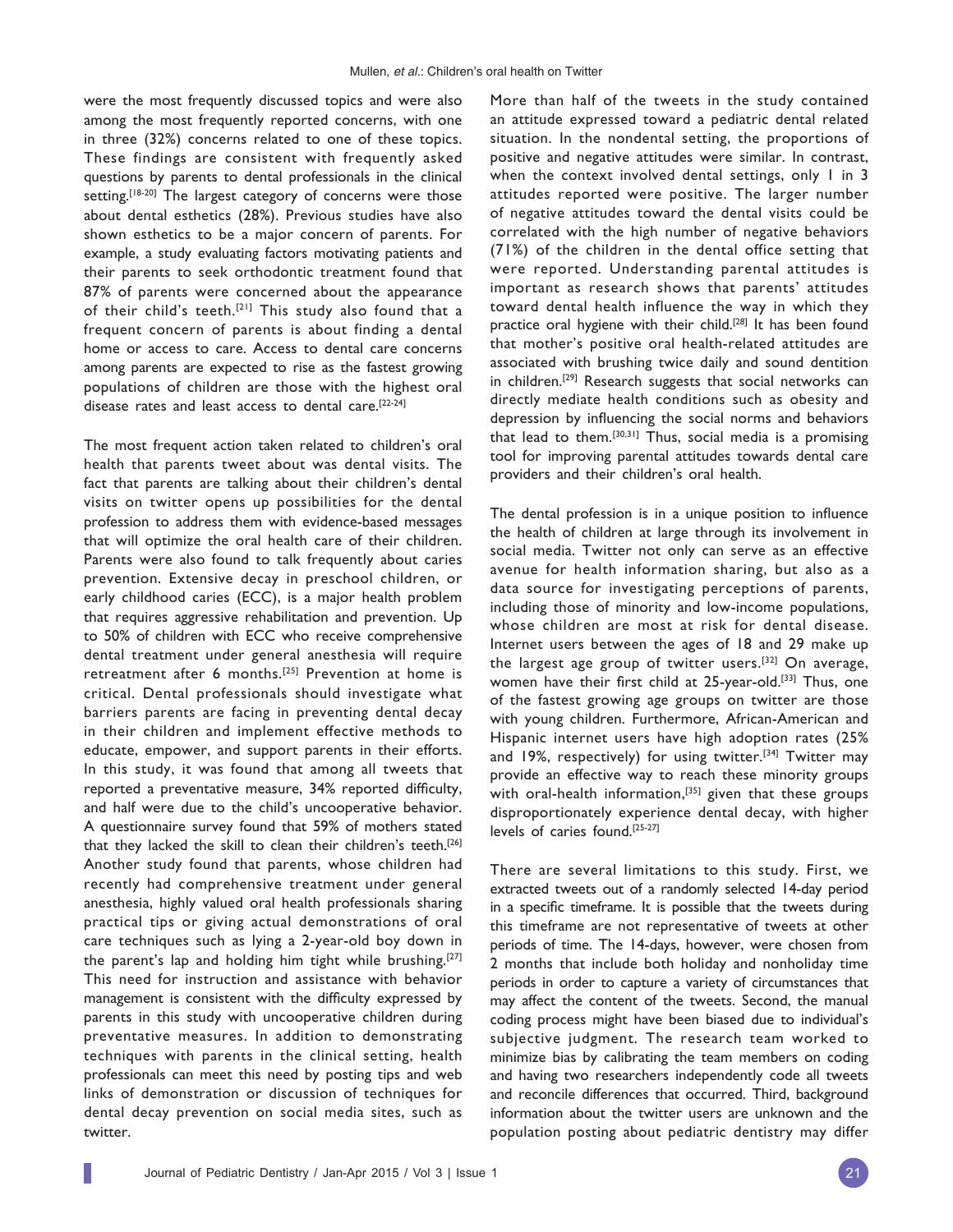were the most frequently discussed topics and were also among the most frequently reported concerns, with one in three (32%) concerns related to one of these topics. These findings are consistent with frequently asked questions by parents to dental professionals in the clinical setting.[18-20] The largest category of concerns were those about dental esthetics (28%). Previous studies have also shown esthetics to be a major concern of parents. For example, a study evaluating factors motivating patients and their parents to seek orthodontic treatment found that 87% of parents were concerned about the appearance of their child's teeth.[21] This study also found that a frequent concern of parents is about finding a dental home or access to care. Access to dental care concerns among parents are expected to rise as the fastest growing populations of children are those with the highest oral disease rates and least access to dental care.[22-24]

The most frequent action taken related to children's oral health that parents tweet about was dental visits. The fact that parents are talking about their children's dental visits on twitter opens up possibilities for the dental profession to address them with evidence-based messages that will optimize the oral health care of their children. Parents were also found to talk frequently about caries prevention. Extensive decay in preschool children, or early childhood caries (ECC), is a major health problem that requires aggressive rehabilitation and prevention. Up to 50% of children with ECC who receive comprehensive dental treatment under general anesthesia will require retreatment after 6 months.[25] Prevention at home is critical. Dental professionals should investigate what barriers parents are facing in preventing dental decay in their children and implement effective methods to educate, empower, and support parents in their efforts. In this study, it was found that among all tweets that reported a preventative measure, 34% reported difficulty, and half were due to the child's uncooperative behavior. A questionnaire survey found that 59% of mothers stated that they lacked the skill to clean their children's teeth.[26] Another study found that parents, whose children had recently had comprehensive treatment under general anesthesia, highly valued oral health professionals sharing practical tips or giving actual demonstrations of oral care techniques such as lying a 2-year-old boy down in the parent's lap and holding him tight while brushing.[27] This need for instruction and assistance with behavior management is consistent with the difficulty expressed by parents in this study with uncooperative children during preventative measures. In addition to demonstrating techniques with parents in the clinical setting, health professionals can meet this need by posting tips and web links of demonstration or discussion of techniques for dental decay prevention on social media sites, such as twitter.

More than half of the tweets in the study contained an attitude expressed toward a pediatric dental related situation. In the nondental setting, the proportions of positive and negative attitudes were similar. In contrast, when the context involved dental settings, only 1 in 3 attitudes reported were positive. The larger number of negative attitudes toward the dental visits could be correlated with the high number of negative behaviors (71%) of the children in the dental office setting that were reported. Understanding parental attitudes is important as research shows that parents' attitudes toward dental health influence the way in which they practice oral hygiene with their child.[28] It has been found that mother's positive oral health-related attitudes are associated with brushing twice daily and sound dentition in children.[29] Research suggests that social networks can directly mediate health conditions such as obesity and depression by influencing the social norms and behaviors that lead to them.[30,31] Thus, social media is a promising tool for improving parental attitudes towards dental care providers and their children's oral health.

The dental profession is in a unique position to influence the health of children at large through its involvement in social media. Twitter not only can serve as an effective avenue for health information sharing, but also as a data source for investigating perceptions of parents, including those of minority and low-income populations, whose children are most at risk for dental disease. Internet users between the ages of 18 and 29 make up the largest age group of twitter users.[32] On average, women have their first child at 25-year-old.[33] Thus, one of the fastest growing age groups on twitter are those with young children. Furthermore, African-American and Hispanic internet users have high adoption rates (25% and 19%, respectively) for using twitter.[34] Twitter may provide an effective way to reach these minority groups with oral-health information,[35] given that these groups disproportionately experience dental decay, with higher levels of caries found.[25-27]

There are several limitations to this study. First, we extracted tweets out of a randomly selected 14-day period in a specific timeframe. It is possible that the tweets during this timeframe are not representative of tweets at other periods of time. The 14-days, however, were chosen from 2 months that include both holiday and nonholiday time periods in order to capture a variety of circumstances that may affect the content of the tweets. Second, the manual coding process might have been biased due to individual's subjective judgment. The research team worked to minimize bias by calibrating the team members on coding and having two researchers independently code all tweets and reconcile differences that occurred. Third, background information about the twitter users are unknown and the population posting about pediatric dentistry may differ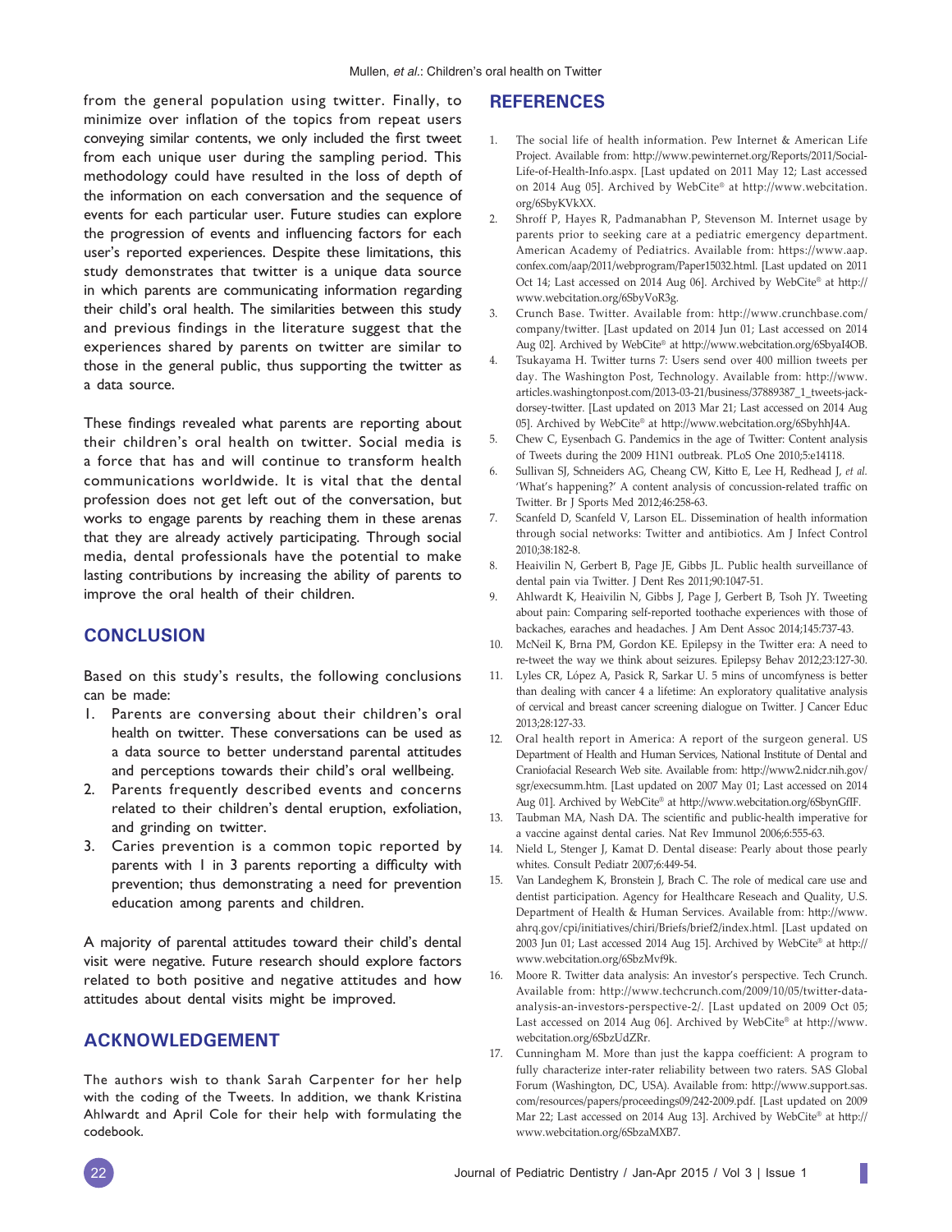from the general population using twitter. Finally, to minimize over inflation of the topics from repeat users conveying similar contents, we only included the first tweet from each unique user during the sampling period. This methodology could have resulted in the loss of depth of the information on each conversation and the sequence of events for each particular user. Future studies can explore the progression of events and influencing factors for each user's reported experiences. Despite these limitations, this study demonstrates that twitter is a unique data source in which parents are communicating information regarding their child's oral health. The similarities between this study and previous findings in the literature suggest that the experiences shared by parents on twitter are similar to those in the general public, thus supporting the twitter as a data source.

These findings revealed what parents are reporting about their children's oral health on twitter. Social media is a force that has and will continue to transform health communications worldwide. It is vital that the dental profession does not get left out of the conversation, but works to engage parents by reaching them in these arenas that they are already actively participating. Through social media, dental professionals have the potential to make lasting contributions by increasing the ability of parents to improve the oral health of their children.

## CONCLUSION

Based on this study's results, the following conclusions can be made:

1. Parents are conversing about their children's oral health on twitter. These conversations can be used as a data source to better understand parental attitudes and perceptions towards their child's oral wellbeing.
2. Parents frequently described events and concerns related to their children's dental eruption, exfoliation, and grinding on twitter.
3. Caries prevention is a common topic reported by parents with 1 in 3 parents reporting a difficulty with prevention; thus demonstrating a need for prevention education among parents and children.

A majority of parental attitudes toward their child's dental visit were negative. Future research should explore factors related to both positive and negative attitudes and how attitudes about dental visits might be improved.

## ACKNOWLEDGEMENT

The authors wish to thank Sarah Carpenter for her help with the coding of the Tweets. In addition, we thank Kristina Ahlwardt and April Cole for their help with formulating the codebook.

## REFERENCES

1. The social life of health information. Pew Internet & American Life Project. Available from: http://www.pewinternet.org/Reports/2011/Social-Life-of-Health-Info.aspx. [Last updated on 2011 May 12; Last accessed on 2014 Aug 05]. Archived by WebCite® at http://www.webcitation.org/6SbyKVkXX.
2. Shroff P, Hayes R, Padmanabhan P, Stevenson M. Internet usage by parents prior to seeking care at a pediatric emergency department. American Academy of Pediatrics. Available from: https://www.aap.confex.com/aap/2011/webprogram/Paper15032.html. [Last updated on 2011 Oct 14; Last accessed on 2014 Aug 06]. Archived by WebCite® at http://www.webcitation.org/6SbyVoR3g.
3. Crunch Base. Twitter. Available from: http://www.crunchbase.com/company/twitter. [Last updated on 2014 Jun 01; Last accessed on 2014 Aug 02]. Archived by WebCite® at http://www.webcitation.org/6SbyaI4OB.
4. Tsukayama H. Twitter turns 7: Users send over 400 million tweets per day. The Washington Post, Technology. Available from: http://www.articles.washingtonpost.com/2013-03-21/business/37889387_1_tweets-jack-dorsey-twitter. [Last updated on 2013 Mar 21; Last accessed on 2014 Aug 05]. Archived by WebCite® at http://www.webcitation.org/6SbyhhJ4A.
5. Chew C, Eysenbach G. Pandemics in the age of Twitter: Content analysis of Tweets during the 2009 H1N1 outbreak. PLoS One 2010;5:e14118.
6. Sullivan SJ, Schneiders AG, Cheang CW, Kitto E, Lee H, Redhead J, *et al.* 'What's happening?' A content analysis of concussion-related traffic on Twitter. Br J Sports Med 2012;46:258-63.
7. Scanfeld D, Scanfeld V, Larson EL. Dissemination of health information through social networks: Twitter and antibiotics. Am J Infect Control 2010;38:182-8.
8. Heaivilin N, Gerbert B, Page JE, Gibbs JL. Public health surveillance of dental pain via Twitter. J Dent Res 2011;90:1047-51.
9. Ahlwardt K, Heaivilin N, Gibbs J, Page J, Gerbert B, Tsoh JY. Tweeting about pain: Comparing self-reported toothache experiences with those of backaches, earaches and headaches. J Am Dent Assoc 2014;145:737-43.
10. McNeil K, Brna PM, Gordon KE. Epilepsy in the Twitter era: A need to re-tweet the way we think about seizures. Epilepsy Behav 2012;23:127-30.
11. Lyles CR, López A, Pasick R, Sarkar U. 5 mins of uncomfyness is better than dealing with cancer 4 a lifetime: An exploratory qualitative analysis of cervical and breast cancer screening dialogue on Twitter. J Cancer Educ 2013;28:127-33.
12. Oral health report in America: A report of the surgeon general. US Department of Health and Human Services, National Institute of Dental and Craniofacial Research Web site. Available from: http://www2.nidcr.nih.gov/sgr/execsumm.htm. [Last updated on 2007 May 01; Last accessed on 2014 Aug 01]. Archived by WebCite® at http://www.webcitation.org/6SbynGfIF.
13. Taubman MA, Nash DA. The scientific and public-health imperative for a vaccine against dental caries. Nat Rev Immunol 2006;6:555-63.
14. Nield L, Stenger J, Kamat D. Dental disease: Pearly about those pearly whites. Consult Pediatr 2007;6:449-54.
15. Van Landeghem K, Bronstein J, Brach C. The role of medical care use and dentist participation. Agency for Healthcare Reseach and Quality, U.S. Department of Health & Human Services. Available from: http://www.ahrq.gov/cpi/initiatives/chiri/Briefs/brief2/index.html. [Last updated on 2003 Jun 01; Last accessed 2014 Aug 15]. Archived by WebCite® at http://www.webcitation.org/6SbzMvf9k.
16. Moore R. Twitter data analysis: An investor's perspective. Tech Crunch. Available from: http://www.techcrunch.com/2009/10/05/twitter-data-analysis-an-investors-perspective-2/. [Last updated on 2009 Oct 05; Last accessed on 2014 Aug 06]. Archived by WebCite® at http://www.webcitation.org/6SbzUdZRr.
17. Cunningham M. More than just the kappa coefficient: A program to fully characterize inter-rater reliability between two raters. SAS Global Forum (Washington, DC, USA). Available from: http://www.support.sas.com/resources/papers/proceedings09/242-2009.pdf. [Last updated on 2009 Mar 22; Last accessed on 2014 Aug 13]. Archived by WebCite® at http://www.webcitation.org/6SbzaMXB7.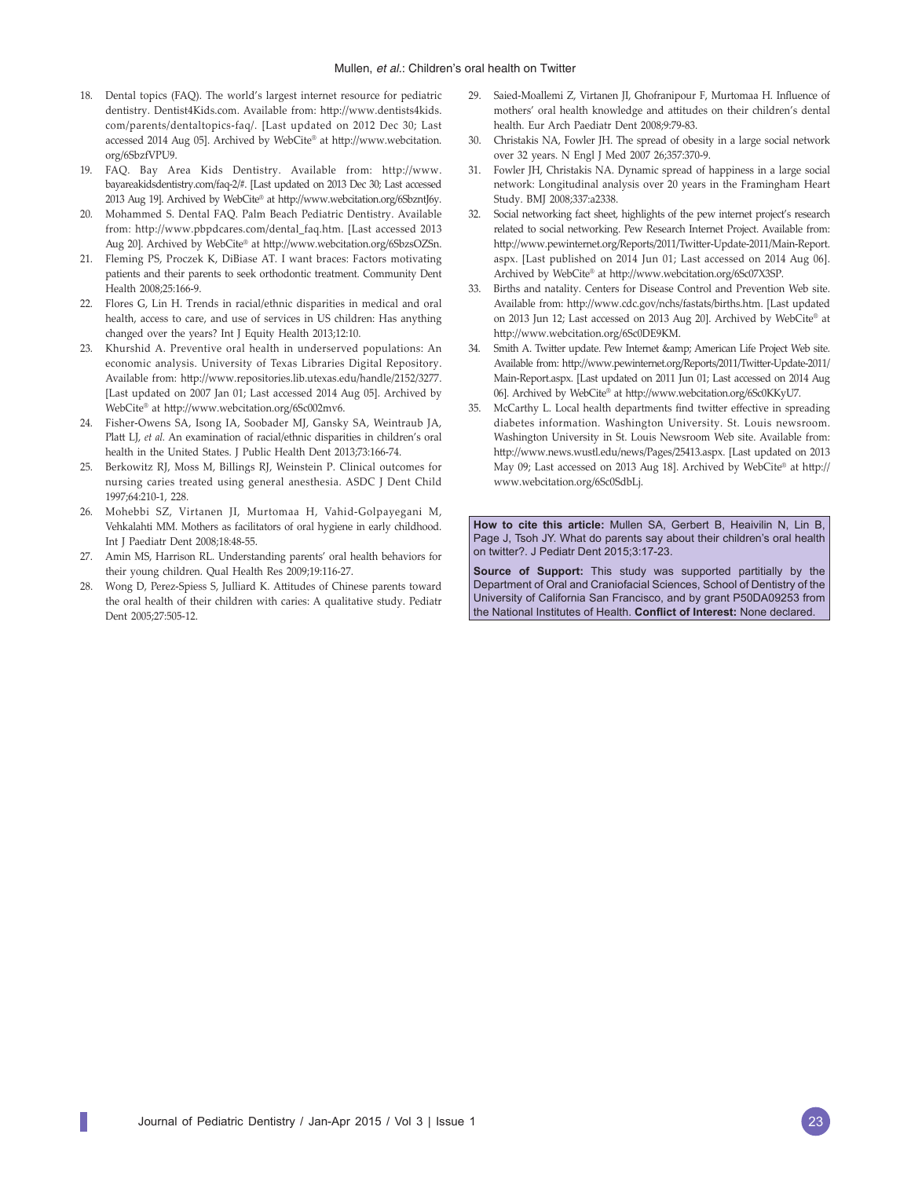18. Dental topics (FAQ). The world's largest internet resource for pediatric dentistry. Dentist4Kids.com. Available from: http://www.dentists4kids.com/parents/dentaltopics-faq/. [Last updated on 2012 Dec 30; Last accessed 2014 Aug 05]. Archived by WebCite® at http://www.webcitation.org/6SbzfVPU9.
19. FAQ. Bay Area Kids Dentistry. Available from: http://www.bayareakidsdentistry.com/faq-2/#. [Last updated on 2013 Dec 30; Last accessed 2013 Aug 19]. Archived by WebCite® at http://www.webcitation.org/6SbzntJ6y.
20. Mohammed S. Dental FAQ. Palm Beach Pediatric Dentistry. Available from: http://www.pbpdcares.com/dental_faq.htm. [Last accessed 2013 Aug 20]. Archived by WebCite® at http://www.webcitation.org/6SbzsOZSn.
21. Fleming PS, Proczek K, DiBiase AT. I want braces: Factors motivating patients and their parents to seek orthodontic treatment. Community Dent Health 2008;25:166-9.
22. Flores G, Lin H. Trends in racial/ethnic disparities in medical and oral health, access to care, and use of services in US children: Has anything changed over the years? Int J Equity Health 2013;12:10.
23. Khurshid A. Preventive oral health in underserved populations: An economic analysis. University of Texas Libraries Digital Repository. Available from: http://www.repositories.lib.utexas.edu/handle/2152/3277. [Last updated on 2007 Jan 01; Last accessed 2014 Aug 05]. Archived by WebCite® at http://www.webcitation.org/6Sc002mv6.
24. Fisher-Owens SA, Isong IA, Soobader MJ, Gansky SA, Weintraub JA, Platt LJ, *et al.* An examination of racial/ethnic disparities in children's oral health in the United States. J Public Health Dent 2013;73:166-74.
25. Berkowitz RJ, Moss M, Billings RJ, Weinstein P. Clinical outcomes for nursing caries treated using general anesthesia. ASDC J Dent Child 1997;64:210-1, 228.
26. Mohebbi SZ, Virtanen JI, Murtomaa H, Vahid-Golpayegani M, Vehkalahti MM. Mothers as facilitators of oral hygiene in early childhood. Int J Paediatr Dent 2008;18:48-55.
27. Amin MS, Harrison RL. Understanding parents' oral health behaviors for their young children. Qual Health Res 2009;19:116-27.
28. Wong D, Perez-Spiess S, Julliard K. Attitudes of Chinese parents toward the oral health of their children with caries: A qualitative study. Pediatr Dent 2005;27:505-12.
29. Saied-Moallemi Z, Virtanen JI, Ghofranipour F, Murtomaa H. Influence of mothers' oral health knowledge and attitudes on their children's dental health. Eur Arch Paediatr Dent 2008;9:79-83.
30. Christakis NA, Fowler JH. The spread of obesity in a large social network over 32 years. N Engl J Med 2007 26;357:370-9.
31. Fowler JH, Christakis NA. Dynamic spread of happiness in a large social network: Longitudinal analysis over 20 years in the Framingham Heart Study. BMJ 2008;337:a2338.
32. Social networking fact sheet, highlights of the pew internet project's research related to social networking. Pew Research Internet Project. Available from: http://www.pewinternet.org/Reports/2011/Twitter-Update-2011/Main-Report.aspx. [Last published on 2014 Jun 01; Last accessed on 2014 Aug 06]. Archived by WebCite® at http://www.webcitation.org/6Sc07X3SP.
33. Births and natality. Centers for Disease Control and Prevention Web site. Available from: http://www.cdc.gov/nchs/fastats/births.htm. [Last updated on 2013 Jun 12; Last accessed on 2013 Aug 20]. Archived by WebCite® at http://www.webcitation.org/6Sc0DE9KM.
34. Smith A. Twitter update. Pew Internet &amp; American Life Project Web site. Available from: http://www.pewinternet.org/Reports/2011/Twitter-Update-2011/Main-Report.aspx. [Last updated on 2011 Jun 01; Last accessed on 2014 Aug 06]. Archived by WebCite® at http://www.webcitation.org/6Sc0KKyU7.
35. McCarthy L. Local health departments find twitter effective in spreading diabetes information. Washington University. St. Louis newsroom. Washington University in St. Louis Newsroom Web site. Available from: http://www.news.wustl.edu/news/Pages/25413.aspx. [Last updated on 2013 May 09; Last accessed on 2013 Aug 18]. Archived by WebCite® at http://www.webcitation.org/6Sc0SdbLj.

**How to cite this article:** Mullen SA, Gerbert B, Heaivilin N, Lin B, Page J, Tsoh JY. What do parents say about their children's oral health on twitter?. J Pediatr Dent 2015;3:17-23.

**Source of Support:** This study was supported partitially by the Department of Oral and Craniofacial Sciences, School of Dentistry of the University of California San Francisco, and by grant P50DA09253 from the National Institutes of Health. **Conflict of Interest:** None declared.